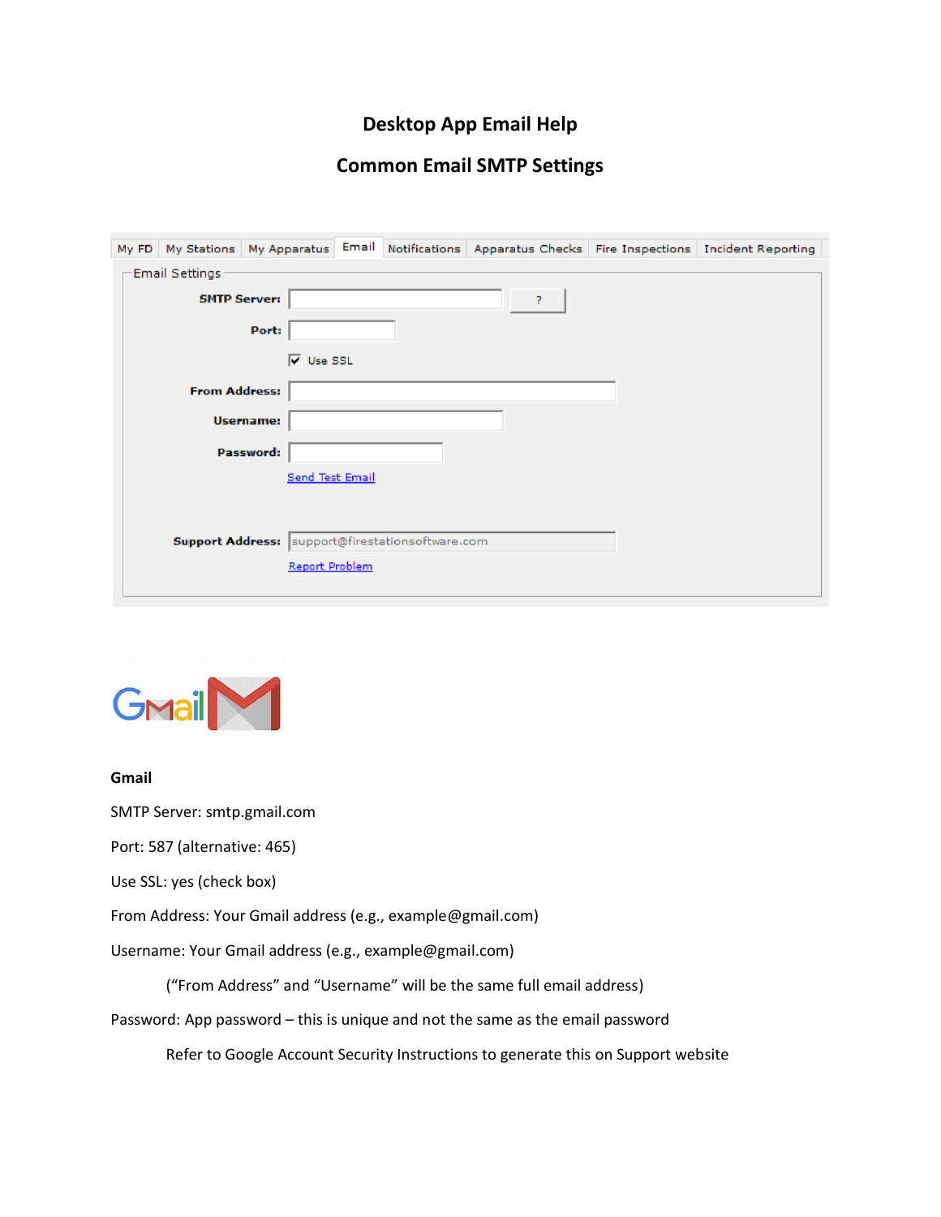# Desktop App Email Help

## Common Email SMTP Settings

**Gmail**

SMTP Server: smtp.gmail.com

Port: 587 (alternative: 465)

Use SSL: yes (check box)

From Address: Your Gmail address (e.g., example@gmail.com)

Username: Your Gmail address (e.g., example@gmail.com)

("From Address" and "Username" will be the same full email address)

Password: App password – this is unique and not the same as the email password

Refer to Google Account Security Instructions to generate this on Support website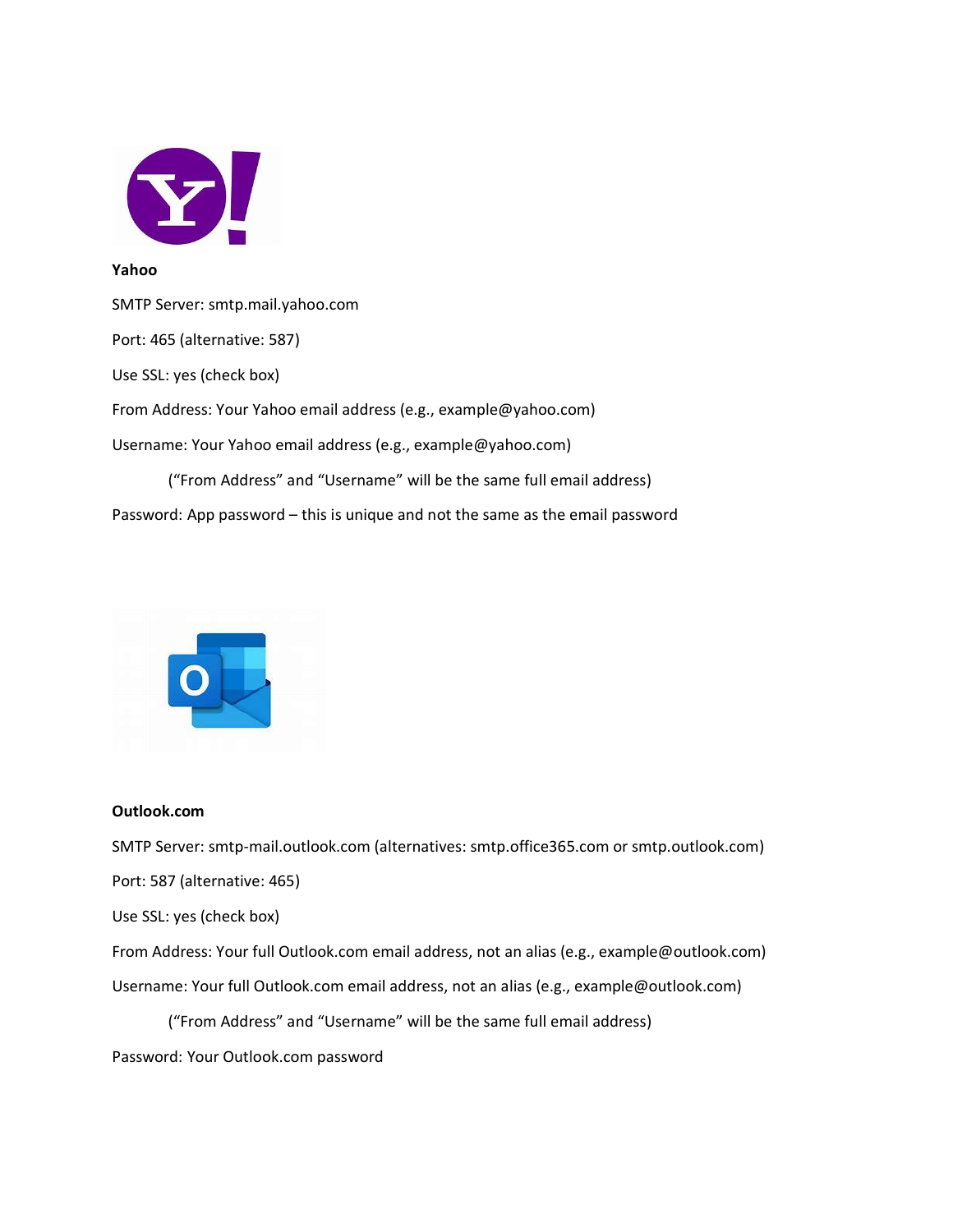**Yahoo**

SMTP Server: smtp.mail.yahoo.com

Port: 465 (alternative: 587)

Use SSL: yes (check box)

From Address: Your Yahoo email address (e.g., example@yahoo.com)

Username: Your Yahoo email address (e.g., example@yahoo.com)

(“From Address” and “Username” will be the same full email address)

Password: App password – this is unique and not the same as the email password

**Outlook.com**

SMTP Server: smtp-mail.outlook.com (alternatives: smtp.office365.com or smtp.outlook.com)

Port: 587 (alternative: 465)

Use SSL: yes (check box)

From Address: Your full Outlook.com email address, not an alias (e.g., example@outlook.com)

Username: Your full Outlook.com email address, not an alias (e.g., example@outlook.com)

(“From Address” and “Username” will be the same full email address)

Password: Your Outlook.com password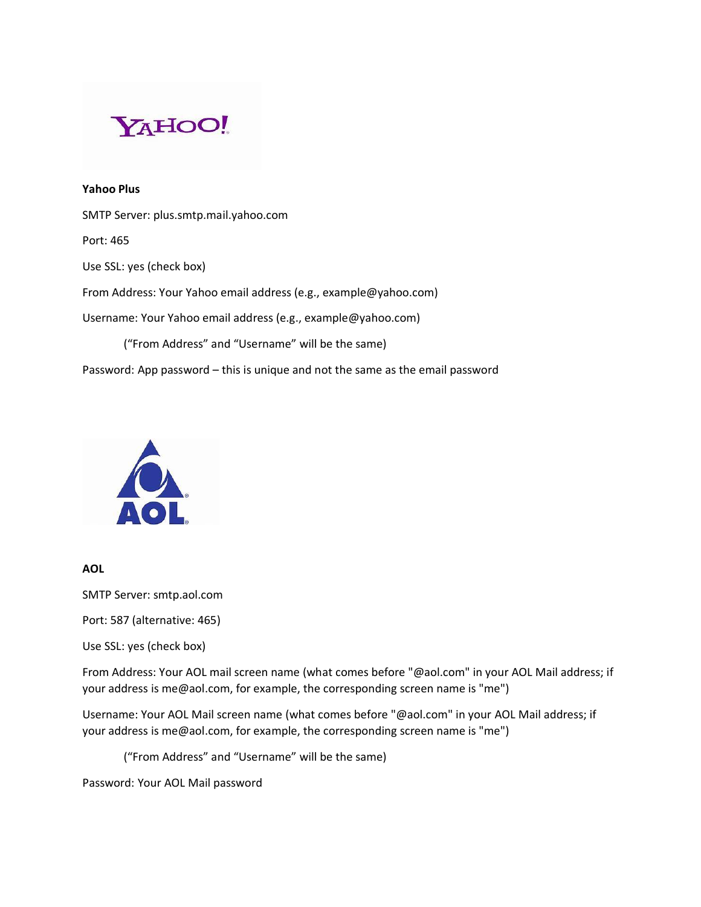**Yahoo Plus**

SMTP Server: plus.smtp.mail.yahoo.com

Port: 465

Use SSL: yes (check box)

From Address: Your Yahoo email address (e.g., example@yahoo.com)

Username: Your Yahoo email address (e.g., example@yahoo.com)

("From Address" and "Username" will be the same)

Password: App password – this is unique and not the same as the email password

**AOL**

SMTP Server: smtp.aol.com

Port: 587 (alternative: 465)

Use SSL: yes (check box)

From Address: Your AOL mail screen name (what comes before "@aol.com" in your AOL Mail address; if your address is me@aol.com, for example, the corresponding screen name is "me")

Username: Your AOL Mail screen name (what comes before "@aol.com" in your AOL Mail address; if your address is me@aol.com, for example, the corresponding screen name is "me")

("From Address" and "Username" will be the same)

Password: Your AOL Mail password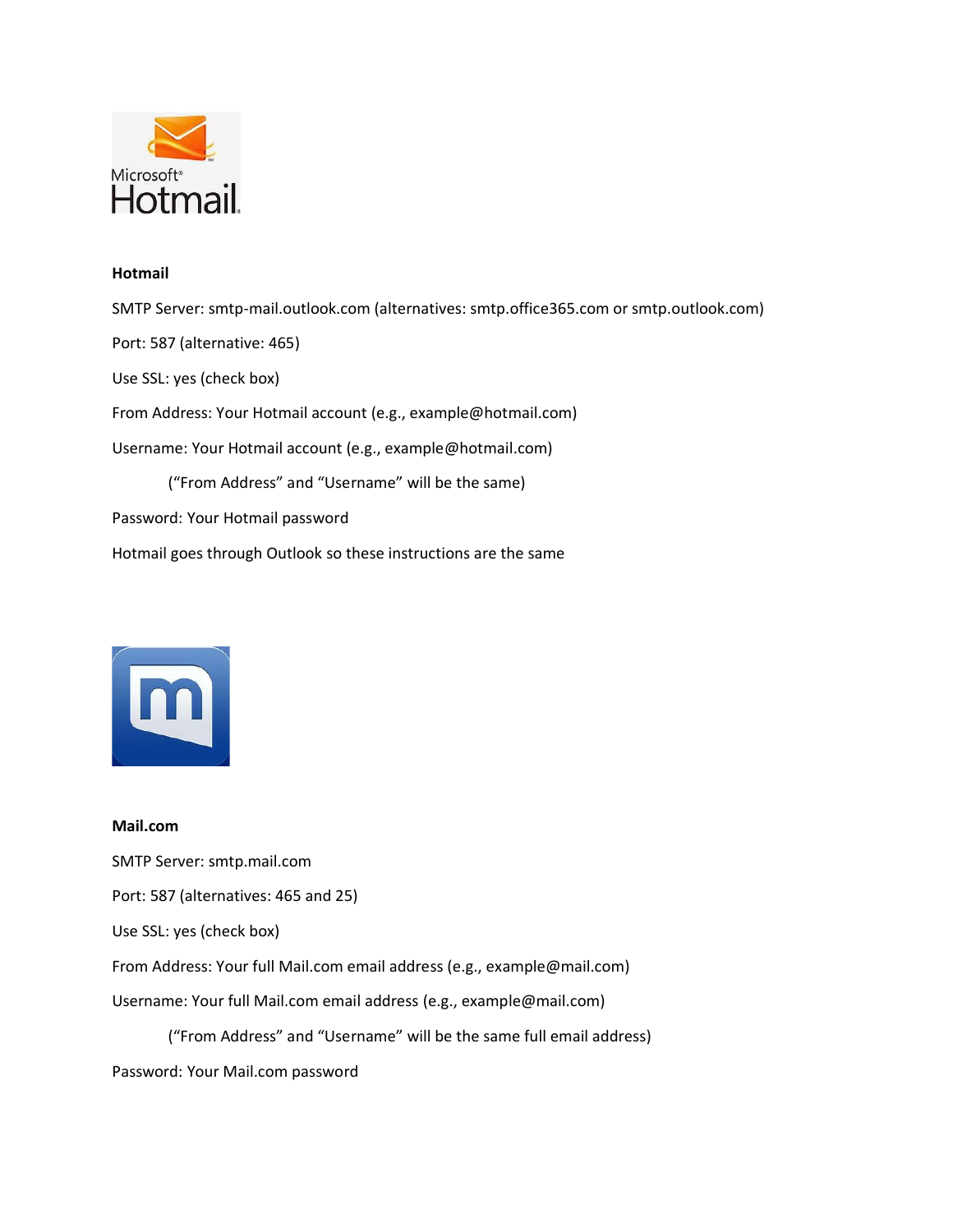**Hotmail**

SMTP Server: smtp-mail.outlook.com (alternatives: smtp.office365.com or smtp.outlook.com)

Port: 587 (alternative: 465)

Use SSL: yes (check box)

From Address: Your Hotmail account (e.g., example@hotmail.com)

Username: Your Hotmail account (e.g., example@hotmail.com)

("From Address" and "Username" will be the same)

Password: Your Hotmail password

Hotmail goes through Outlook so these instructions are the same

**Mail.com**

SMTP Server: smtp.mail.com

Port: 587 (alternatives: 465 and 25)

Use SSL: yes (check box)

From Address: Your full Mail.com email address (e.g., example@mail.com)

Username: Your full Mail.com email address (e.g., example@mail.com)

("From Address" and "Username" will be the same full email address)

Password: Your Mail.com password